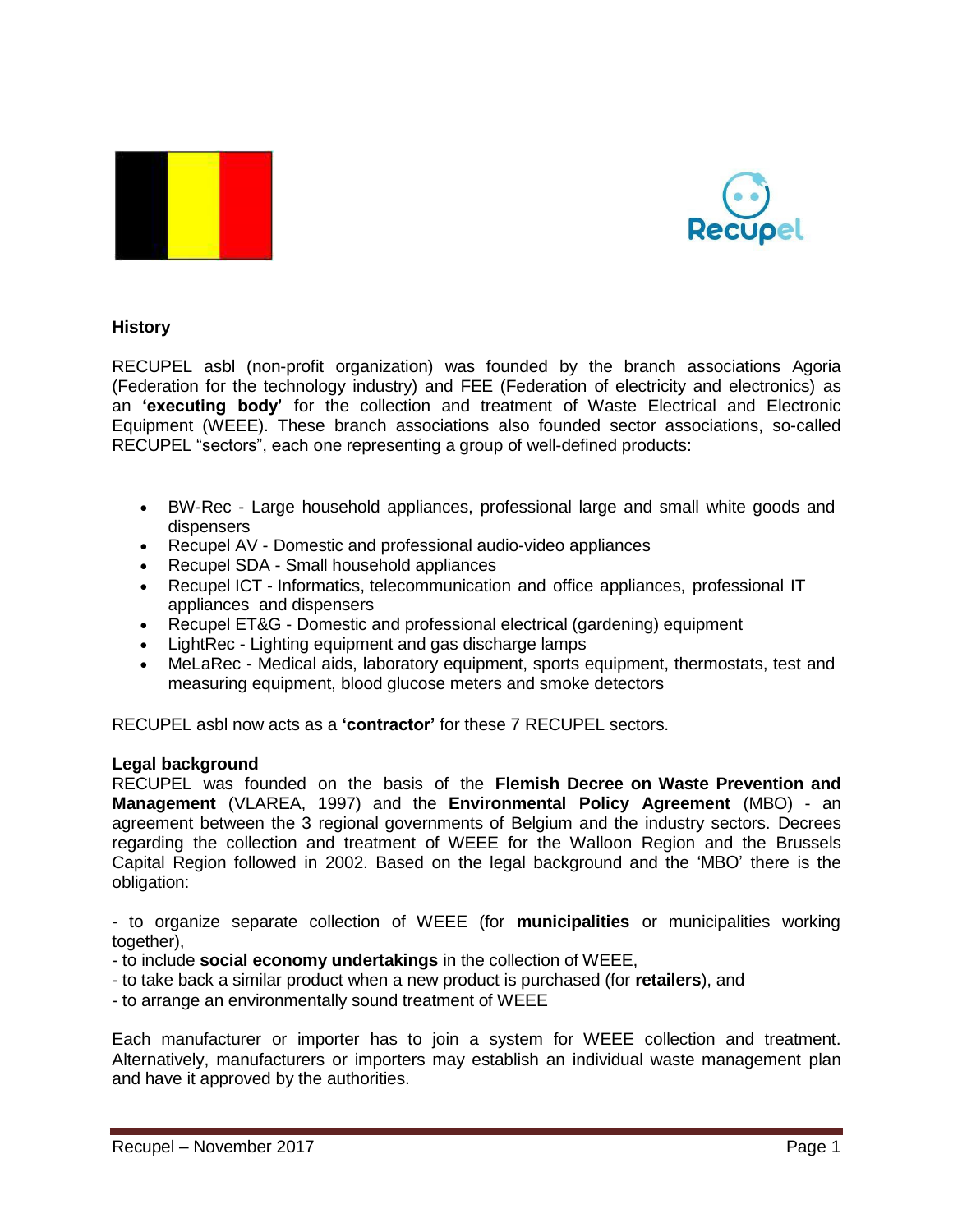## History

RECUPEL asbl (non-profit organization) was founded by the branch associations Agoria (Federation for the technology industry) and FEE (Federation of electricity and electronics) as an **'executing body'** for the collection and treatment of Waste Electrical and Electronic Equipment (WEEE). These branch associations also founded sector associations, so-called RECUPEL "sectors", each one representing a group of well-defined products:

- BW-Rec - Large household appliances, professional large and small white goods and dispensers
- Recupel AV - Domestic and professional audio-video appliances
- Recupel SDA - Small household appliances
- Recupel ICT - Informatics, telecommunication and office appliances, professional IT appliances and dispensers
- Recupel ET&G - Domestic and professional electrical (gardening) equipment
- LightRec - Lighting equipment and gas discharge lamps
- MeLaRec - Medical aids, laboratory equipment, sports equipment, thermostats, test and measuring equipment, blood glucose meters and smoke detectors

RECUPEL asbl now acts as a **'contractor'** for these 7 RECUPEL sectors.

## Legal background

RECUPEL was founded on the basis of the **Flemish Decree on Waste Prevention and Management** (VLAREA, 1997) and the **Environmental Policy Agreement** (MBO) - an agreement between the 3 regional governments of Belgium and the industry sectors. Decrees regarding the collection and treatment of WEEE for the Walloon Region and the Brussels Capital Region followed in 2002. Based on the legal background and the 'MBO' there is the obligation:

- to organize separate collection of WEEE (for **municipalities** or municipalities working together),
- to include **social economy undertakings** in the collection of WEEE,
- to take back a similar product when a new product is purchased (for **retailers**), and
- to arrange an environmentally sound treatment of WEEE

Each manufacturer or importer has to join a system for WEEE collection and treatment. Alternatively, manufacturers or importers may establish an individual waste management plan and have it approved by the authorities.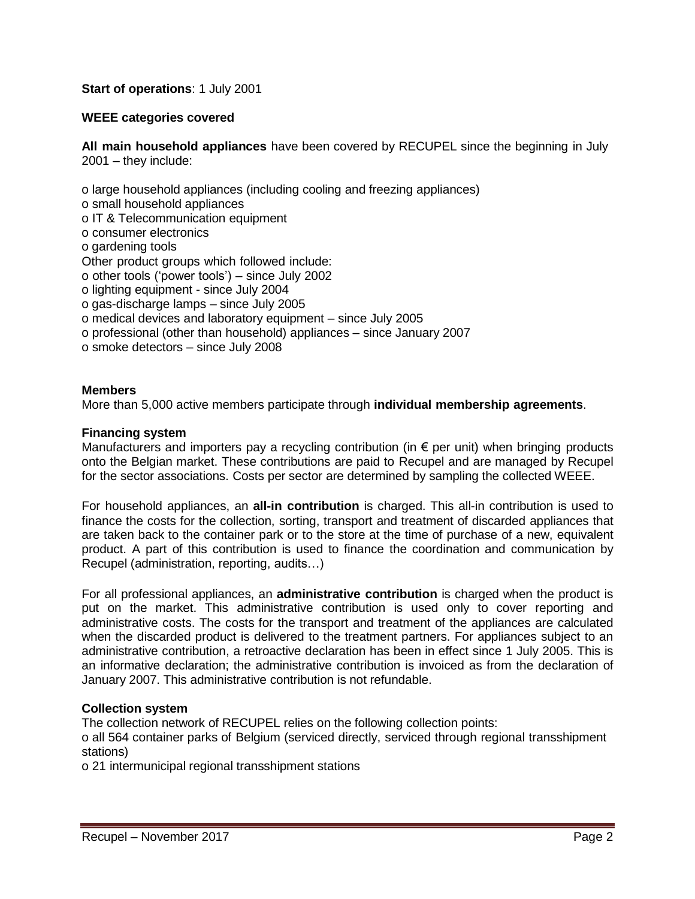**Start of operations**: 1 July 2001

**WEEE categories covered**

**All main household appliances** have been covered by RECUPEL since the beginning in July 2001 – they include:

- large household appliances (including cooling and freezing appliances)
- small household appliances
- IT & Telecommunication equipment
- consumer electronics
- gardening tools

Other product groups which followed include:

- other tools ('power tools') – since July 2002
- lighting equipment - since July 2004
- gas-discharge lamps – since July 2005
- medical devices and laboratory equipment – since July 2005
- professional (other than household) appliances – since January 2007
- smoke detectors – since July 2008

**Members**

More than 5,000 active members participate through **individual membership agreements**.

**Financing system**

Manufacturers and importers pay a recycling contribution (in € per unit) when bringing products onto the Belgian market. These contributions are paid to Recupel and are managed by Recupel for the sector associations. Costs per sector are determined by sampling the collected WEEE.

For household appliances, an **all-in contribution** is charged. This all-in contribution is used to finance the costs for the collection, sorting, transport and treatment of discarded appliances that are taken back to the container park or to the store at the time of purchase of a new, equivalent product. A part of this contribution is used to finance the coordination and communication by Recupel (administration, reporting, audits…)

For all professional appliances, an **administrative contribution** is charged when the product is put on the market. This administrative contribution is used only to cover reporting and administrative costs. The costs for the transport and treatment of the appliances are calculated when the discarded product is delivered to the treatment partners. For appliances subject to an administrative contribution, a retroactive declaration has been in effect since 1 July 2005. This is an informative declaration; the administrative contribution is invoiced as from the declaration of January 2007. This administrative contribution is not refundable.

**Collection system**

The collection network of RECUPEL relies on the following collection points:

- all 564 container parks of Belgium (serviced directly, serviced through regional transshipment stations)
- 21 intermunicipal regional transshipment stations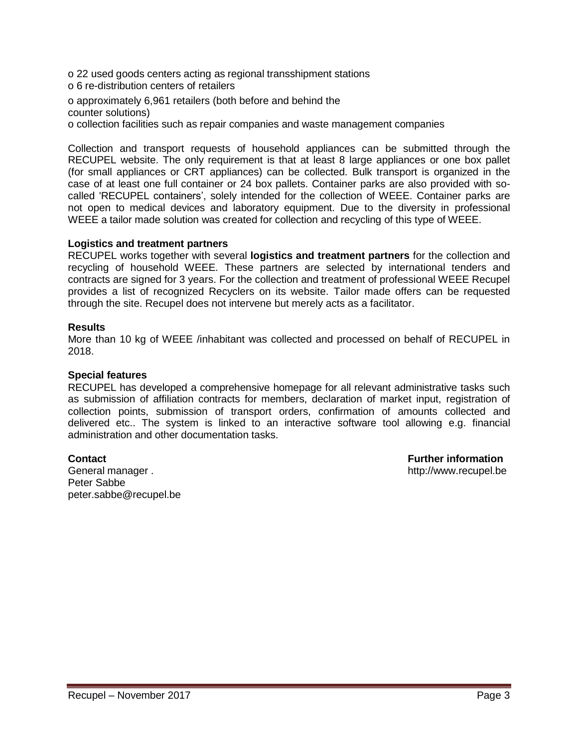- 22 used goods centers acting as regional transshipment stations
- 6 re-distribution centers of retailers
- approximately 6,961 retailers (both before and behind the counter solutions)
- collection facilities such as repair companies and waste management companies

Collection and transport requests of household appliances can be submitted through the RECUPEL website. The only requirement is that at least 8 large appliances or one box pallet (for small appliances or CRT appliances) can be collected. Bulk transport is organized in the case of at least one full container or 24 box pallets. Container parks are also provided with so-called 'RECUPEL containers', solely intended for the collection of WEEE. Container parks are not open to medical devices and laboratory equipment. Due to the diversity in professional WEEE a tailor made solution was created for collection and recycling of this type of WEEE.

**Logistics and treatment partners**

RECUPEL works together with several **logistics and treatment partners** for the collection and recycling of household WEEE. These partners are selected by international tenders and contracts are signed for 3 years. For the collection and treatment of professional WEEE Recupel provides a list of recognized Recyclers on its website. Tailor made offers can be requested through the site. Recupel does not intervene but merely acts as a facilitator.

**Results**

More than 10 kg of WEEE /inhabitant was collected and processed on behalf of RECUPEL in 2018.

**Special features**

RECUPEL has developed a comprehensive homepage for all relevant administrative tasks such as submission of affiliation contracts for members, declaration of market input, registration of collection points, submission of transport orders, confirmation of amounts collected and delivered etc.. The system is linked to an interactive software tool allowing e.g. financial administration and other documentation tasks.

**Contact**

General manager .
Peter Sabbe
peter.sabbe@recupel.be

**Further information**

http://www.recupel.be